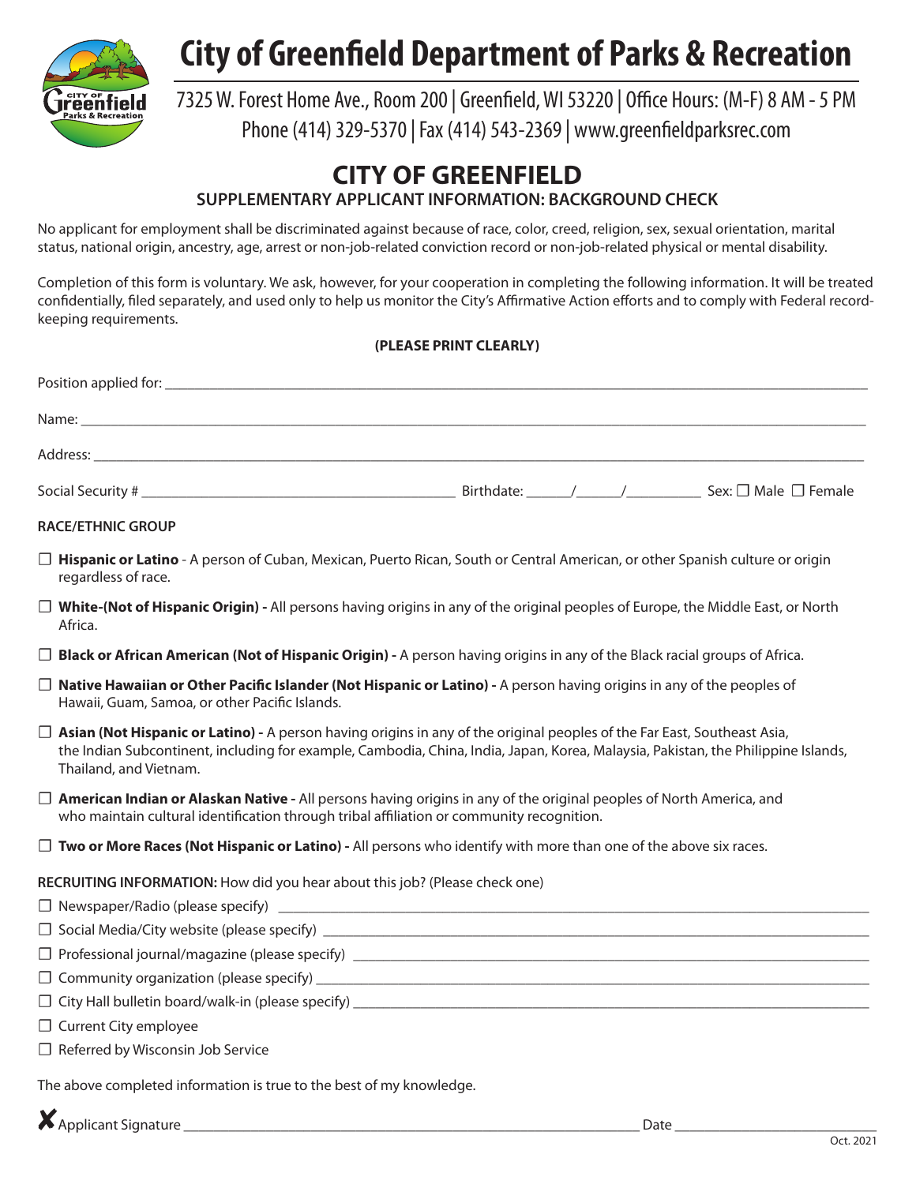# City of Greenfield Department of Parks & Recreation

7325 W. Forest Home Ave., Room 200 | Greenfield, WI 53220 | Office Hours: (M-F) 8 AM - 5 PM
Phone (414) 329-5370 | Fax (414) 543-2369 | www.greenfieldparksrec.com

## CITY OF GREENFIELD

### SUPPLEMENTARY APPLICANT INFORMATION: BACKGROUND CHECK

No applicant for employment shall be discriminated against because of race, color, creed, religion, sex, sexual orientation, marital status, national origin, ancestry, age, arrest or non-job-related conviction record or non-job-related physical or mental disability.

Completion of this form is voluntary. We ask, however, for your cooperation in completing the following information. It will be treated confidentially, filed separately, and used only to help us monitor the City's Affirmative Action efforts and to comply with Federal record-keeping requirements.

**(PLEASE PRINT CLEARLY)**

Position applied for: ______________________________

Name: ______________________________

Address: ______________________________

Social Security # ____________________ Birthdate: ______/______/__________ Sex: ☐ Male ☐ Female

**RACE/ETHNIC GROUP**

☐ **Hispanic or Latino** - A person of Cuban, Mexican, Puerto Rican, South or Central American, or other Spanish culture or origin regardless of race.

☐ **White-(Not of Hispanic Origin) -** All persons having origins in any of the original peoples of Europe, the Middle East, or North Africa.

☐ **Black or African American (Not of Hispanic Origin) -** A person having origins in any of the Black racial groups of Africa.

☐ **Native Hawaiian or Other Pacific Islander (Not Hispanic or Latino) -** A person having origins in any of the peoples of Hawaii, Guam, Samoa, or other Pacific Islands.

☐ **Asian (Not Hispanic or Latino) -** A person having origins in any of the original peoples of the Far East, Southeast Asia, the Indian Subcontinent, including for example, Cambodia, China, India, Japan, Korea, Malaysia, Pakistan, the Philippine Islands, Thailand, and Vietnam.

☐ **American Indian or Alaskan Native -** All persons having origins in any of the original peoples of North America, and who maintain cultural identification through tribal affiliation or community recognition.

☐ **Two or More Races (Not Hispanic or Latino) -** All persons who identify with more than one of the above six races.

**RECRUITING INFORMATION:** How did you hear about this job? (Please check one)

☐ Newspaper/Radio (please specify) ______________________________

☐ Social Media/City website (please specify) ______________________________

☐ Professional journal/magazine (please specify) ______________________________

☐ Community organization (please specify) ______________________________

☐ City Hall bulletin board/walk-in (please specify) ______________________________

☐ Current City employee

☐ Referred by Wisconsin Job Service

The above completed information is true to the best of my knowledge.

✘ Applicant Signature ______________________________ Date ____________________

Oct. 2021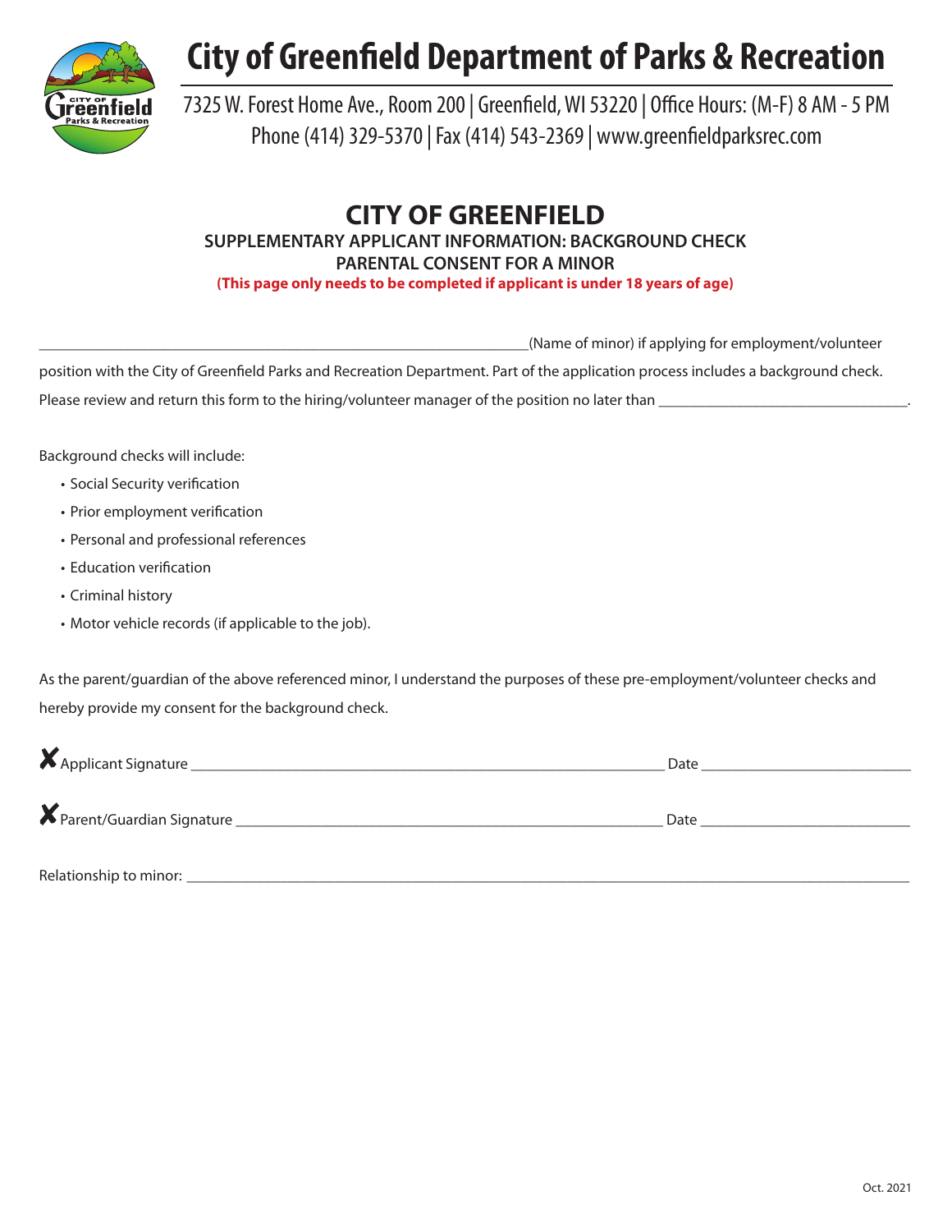# City of Greenfield Department of Parks & Recreation

7325 W. Forest Home Ave., Room 200 | Greenfield, WI 53220 | Office Hours: (M-F) 8 AM - 5 PM
Phone (414) 329-5370 | Fax (414) 543-2369 | www.greenfieldparksrec.com

## CITY OF GREENFIELD

### SUPPLEMENTARY APPLICANT INFORMATION: BACKGROUND CHECK

### PARENTAL CONSENT FOR A MINOR

**(This page only needs to be completed if applicant is under 18 years of age)**

_______________________________________________(Name of minor) if applying for employment/volunteer position with the City of Greenfield Parks and Recreation Department. Part of the application process includes a background check. Please review and return this form to the hiring/volunteer manager of the position no later than ______________________.

Background checks will include:

- Social Security verification
- Prior employment verification
- Personal and professional references
- Education verification
- Criminal history
- Motor vehicle records (if applicable to the job).

As the parent/guardian of the above referenced minor, I understand the purposes of these pre-employment/volunteer checks and hereby provide my consent for the background check.

✘ Applicant Signature _______________________________________________ Date ______________________

✘ Parent/Guardian Signature _______________________________________________ Date ______________________

Relationship to minor: _______________________________________________

Oct. 2021